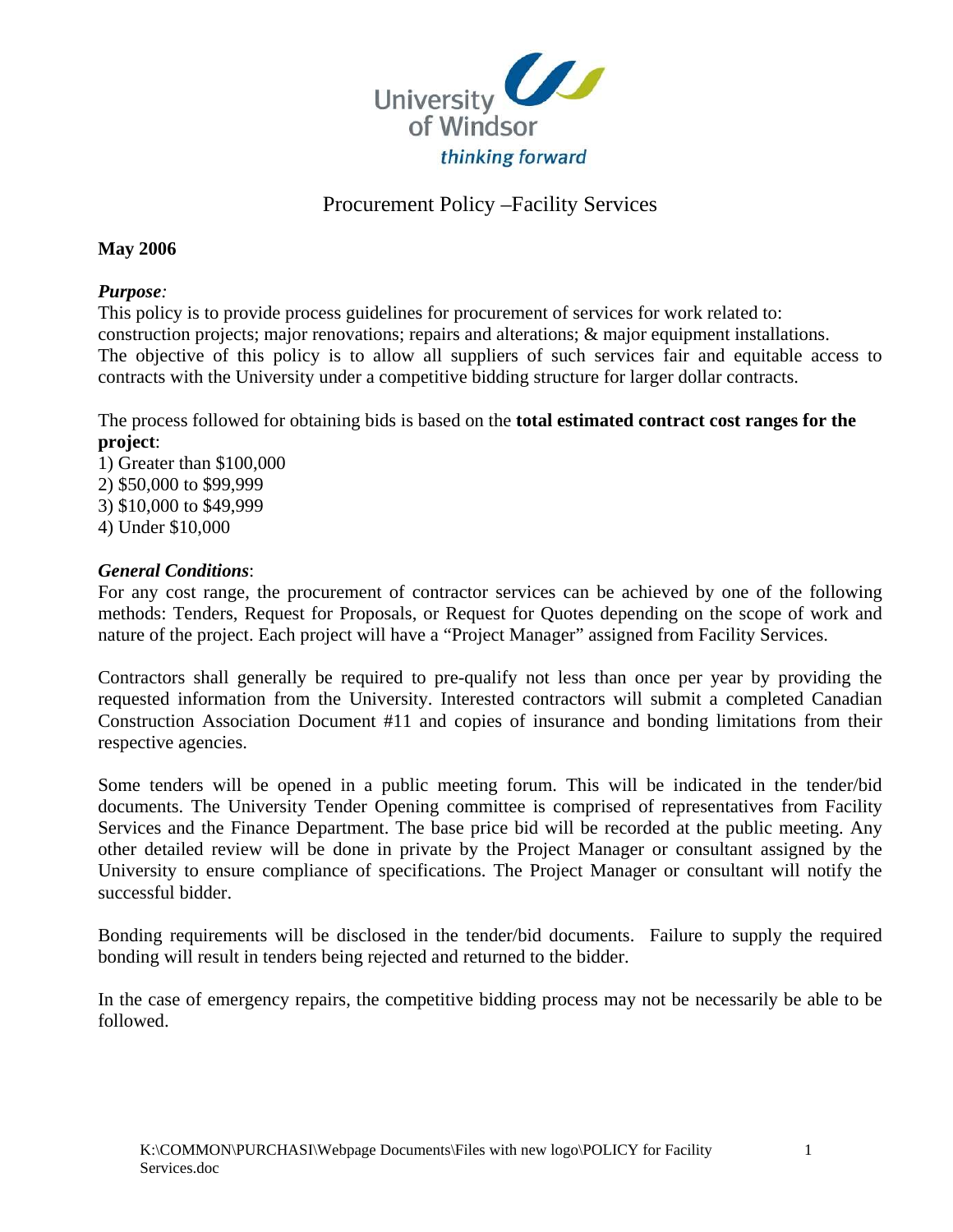University of Windsor

*thinking forward*

# Procurement Policy –Facility Services

**May 2006**

***Purpose:***

This policy is to provide process guidelines for procurement of services for work related to: construction projects; major renovations; repairs and alterations; & major equipment installations. The objective of this policy is to allow all suppliers of such services fair and equitable access to contracts with the University under a competitive bidding structure for larger dollar contracts.

The process followed for obtaining bids is based on the **total estimated contract cost ranges for the project**:

1) Greater than $100,000
2) $50,000 to $99,999
3) $10,000 to $49,999
4) Under $10,000

***General Conditions***:

For any cost range, the procurement of contractor services can be achieved by one of the following methods: Tenders, Request for Proposals, or Request for Quotes depending on the scope of work and nature of the project. Each project will have a "Project Manager" assigned from Facility Services.

Contractors shall generally be required to pre-qualify not less than once per year by providing the requested information from the University. Interested contractors will submit a completed Canadian Construction Association Document #11 and copies of insurance and bonding limitations from their respective agencies.

Some tenders will be opened in a public meeting forum. This will be indicated in the tender/bid documents. The University Tender Opening committee is comprised of representatives from Facility Services and the Finance Department. The base price bid will be recorded at the public meeting. Any other detailed review will be done in private by the Project Manager or consultant assigned by the University to ensure compliance of specifications. The Project Manager or consultant will notify the successful bidder.

Bonding requirements will be disclosed in the tender/bid documents. Failure to supply the required bonding will result in tenders being rejected and returned to the bidder.

In the case of emergency repairs, the competitive bidding process may not be necessarily be able to be followed.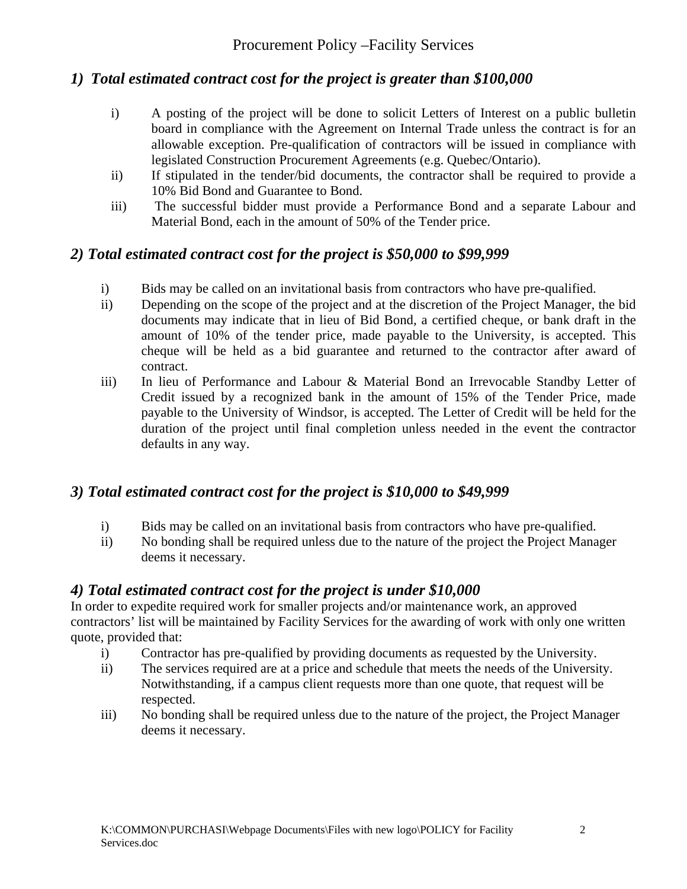## 1) *Total estimated contract cost for the project is greater than $100,000*

i) A posting of the project will be done to solicit Letters of Interest on a public bulletin board in compliance with the Agreement on Internal Trade unless the contract is for an allowable exception. Pre-qualification of contractors will be issued in compliance with legislated Construction Procurement Agreements (e.g. Quebec/Ontario).

ii) If stipulated in the tender/bid documents, the contractor shall be required to provide a 10% Bid Bond and Guarantee to Bond.

iii) The successful bidder must provide a Performance Bond and a separate Labour and Material Bond, each in the amount of 50% of the Tender price.

## 2) *Total estimated contract cost for the project is $50,000 to $99,999*

i) Bids may be called on an invitational basis from contractors who have pre-qualified.

ii) Depending on the scope of the project and at the discretion of the Project Manager, the bid documents may indicate that in lieu of Bid Bond, a certified cheque, or bank draft in the amount of 10% of the tender price, made payable to the University, is accepted. This cheque will be held as a bid guarantee and returned to the contractor after award of contract.

iii) In lieu of Performance and Labour & Material Bond an Irrevocable Standby Letter of Credit issued by a recognized bank in the amount of 15% of the Tender Price, made payable to the University of Windsor, is accepted. The Letter of Credit will be held for the duration of the project until final completion unless needed in the event the contractor defaults in any way.

## 3) *Total estimated contract cost for the project is $10,000 to $49,999*

i) Bids may be called on an invitational basis from contractors who have pre-qualified.

ii) No bonding shall be required unless due to the nature of the project the Project Manager deems it necessary.

## 4) *Total estimated contract cost for the project is under $10,000*

In order to expedite required work for smaller projects and/or maintenance work, an approved contractors' list will be maintained by Facility Services for the awarding of work with only one written quote, provided that:

i) Contractor has pre-qualified by providing documents as requested by the University.

ii) The services required are at a price and schedule that meets the needs of the University. Notwithstanding, if a campus client requests more than one quote, that request will be respected.

iii) No bonding shall be required unless due to the nature of the project, the Project Manager deems it necessary.